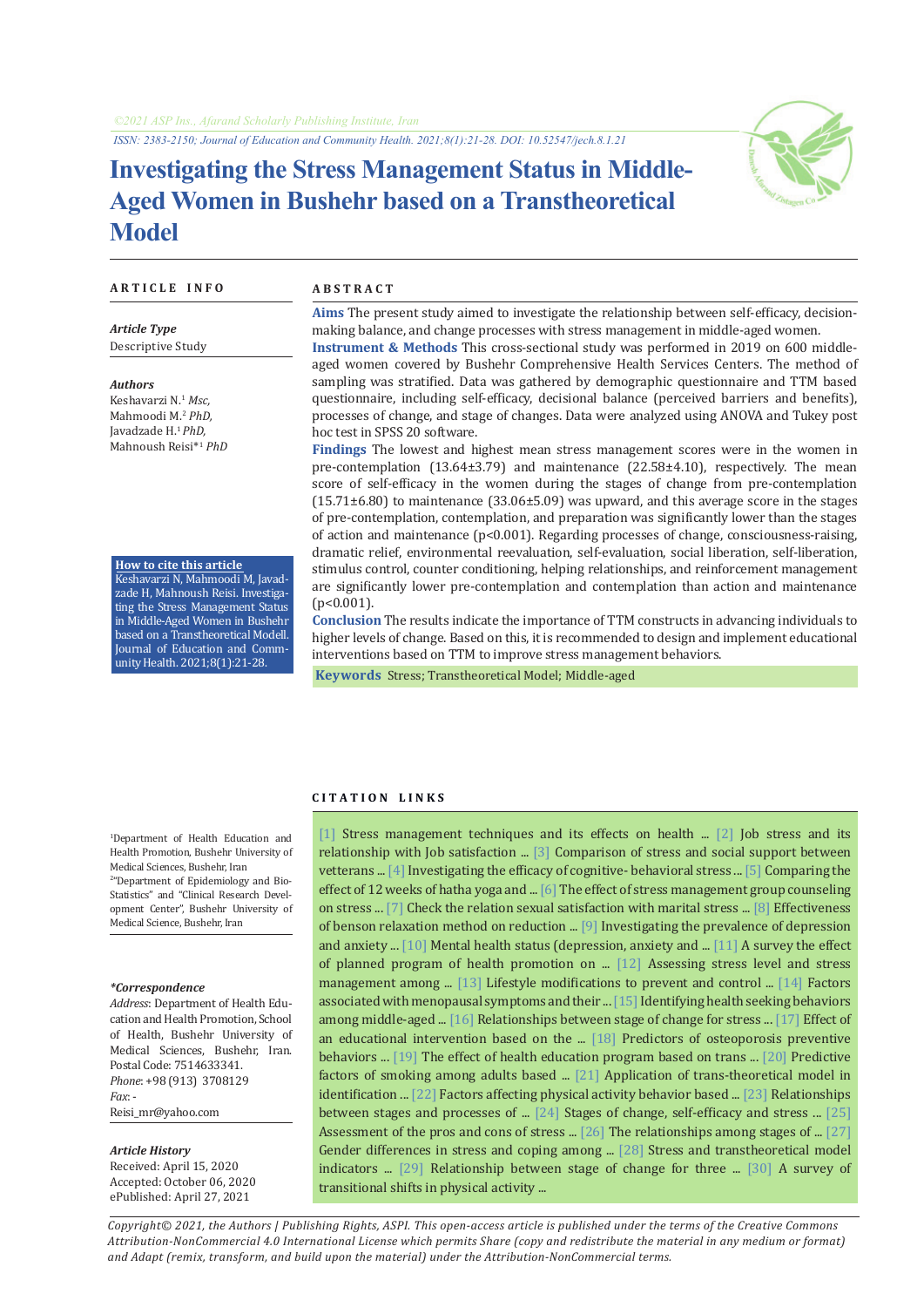# Investigating the Stress Management Status in Middle-Aged Women in Bushehr based on a Transtheoretical Model

## ARTICLE INFO

***Article Type***

Descriptive Study

***Authors***

Keshavarzi N.[1] *Msc,*
Mahmoodi M.[2] *PhD,*
Javadzade H.[1] *PhD,*
Mahnoush Reisi*[1] *PhD*

**How to cite this article**

Keshavarzi N, Mahmoodi M, Javadzade H, Mahnoush Reisi. Investigating the Stress Management Status in Middle-Aged Women in Bushehr based on a Transtheoretical Modell. Journal of Education and Community Health. 2021;8(1):21-28.

[1]Department of Health Education and Health Promotion, Bushehr University of Medical Sciences, Bushehr, Iran

[2]"Department of Epidemiology and Bio-Statistics" and "Clinical Research Development Center", Bushehr University of Medical Science, Bushehr, Iran

***\*Correspondence***

*Address*: Department of Health Education and Health Promotion, School of Health, Bushehr University of Medical Sciences, Bushehr, Iran. Postal Code: 7514633341.
*Phone*: +98 (913) 3708129
*Fax*: -
Reisi_mr@yahoo.com

***Article History***

Received: April 15, 2020
Accepted: October 06, 2020
ePublished: April 27, 2021

## ABSTRACT

**Aims** The present study aimed to investigate the relationship between self-efficacy, decision-making balance, and change processes with stress management in middle-aged women.

**Instrument & Methods** This cross-sectional study was performed in 2019 on 600 middle-aged women covered by Bushehr Comprehensive Health Services Centers. The method of sampling was stratified. Data was gathered by demographic questionnaire and TTM based questionnaire, including self-efficacy, decisional balance (perceived barriers and benefits), processes of change, and stage of changes. Data were analyzed using ANOVA and Tukey post hoc test in SPSS 20 software.

**Findings** The lowest and highest mean stress management scores were in the women in pre-contemplation (13.64±3.79) and maintenance (22.58±4.10), respectively. The mean score of self-efficacy in the women during the stages of change from pre-contemplation (15.71±6.80) to maintenance (33.06±5.09) was upward, and this average score in the stages of pre-contemplation, contemplation, and preparation was significantly lower than the stages of action and maintenance ($p<0.001$). Regarding processes of change, consciousness-raising, dramatic relief, environmental reevaluation, self-evaluation, social liberation, self-liberation, stimulus control, counter conditioning, helping relationships, and reinforcement management are significantly lower pre-contemplation and contemplation than action and maintenance ($p<0.001$).

**Conclusion** The results indicate the importance of TTM constructs in advancing individuals to higher levels of change. Based on this, it is recommended to design and implement educational interventions based on TTM to improve stress management behaviors.

**Keywords** Stress; Transtheoretical Model; Middle-aged

## CITATION LINKS

[1] Stress management techniques and its effects on health ... [2] Job stress and its relationship with Job satisfaction ... [3] Comparison of stress and social support between vetterans ... [4] Investigating the efficacy of cognitive- behavioral stress ... [5] Comparing the effect of 12 weeks of hatha yoga and ... [6] The effect of stress management group counseling on stress ... [7] Check the relation sexual satisfaction with marital stress ... [8] Effectiveness of benson relaxation method on reduction ... [9] Investigating the prevalence of depression and anxiety ... [10] Mental health status (depression, anxiety and ... [11] A survey the effect of planned program of health promotion on ... [12] Assessing stress level and stress management among ... [13] Lifestyle modifications to prevent and control ... [14] Factors associated with menopausal symptoms and their ... [15] Identifying health seeking behaviors among middle-aged ... [16] Relationships between stage of change for stress ... [17] Effect of an educational intervention based on the ... [18] Predictors of osteoporosis preventive behaviors ... [19] The effect of health education program based on trans ... [20] Predictive factors of smoking among adults based ... [21] Application of trans-theoretical model in identification ... [22] Factors affecting physical activity behavior based ... [23] Relationships between stages and processes of ... [24] Stages of change, self-efficacy and stress ... [25] Assessment of the pros and cons of stress ... [26] The relationships among stages of ... [27] Gender differences in stress and coping among ... [28] Stress and transtheoretical model indicators ... [29] Relationship between stage of change for three ... [30] A survey of transitional shifts in physical activity ...

*Copyright© 2021, the Authors | Publishing Rights, ASPI. This open-access article is published under the terms of the Creative Commons Attribution-NonCommercial 4.0 International License which permits Share (copy and redistribute the material in any medium or format) and Adapt (remix, transform, and build upon the material) under the Attribution-NonCommercial terms.*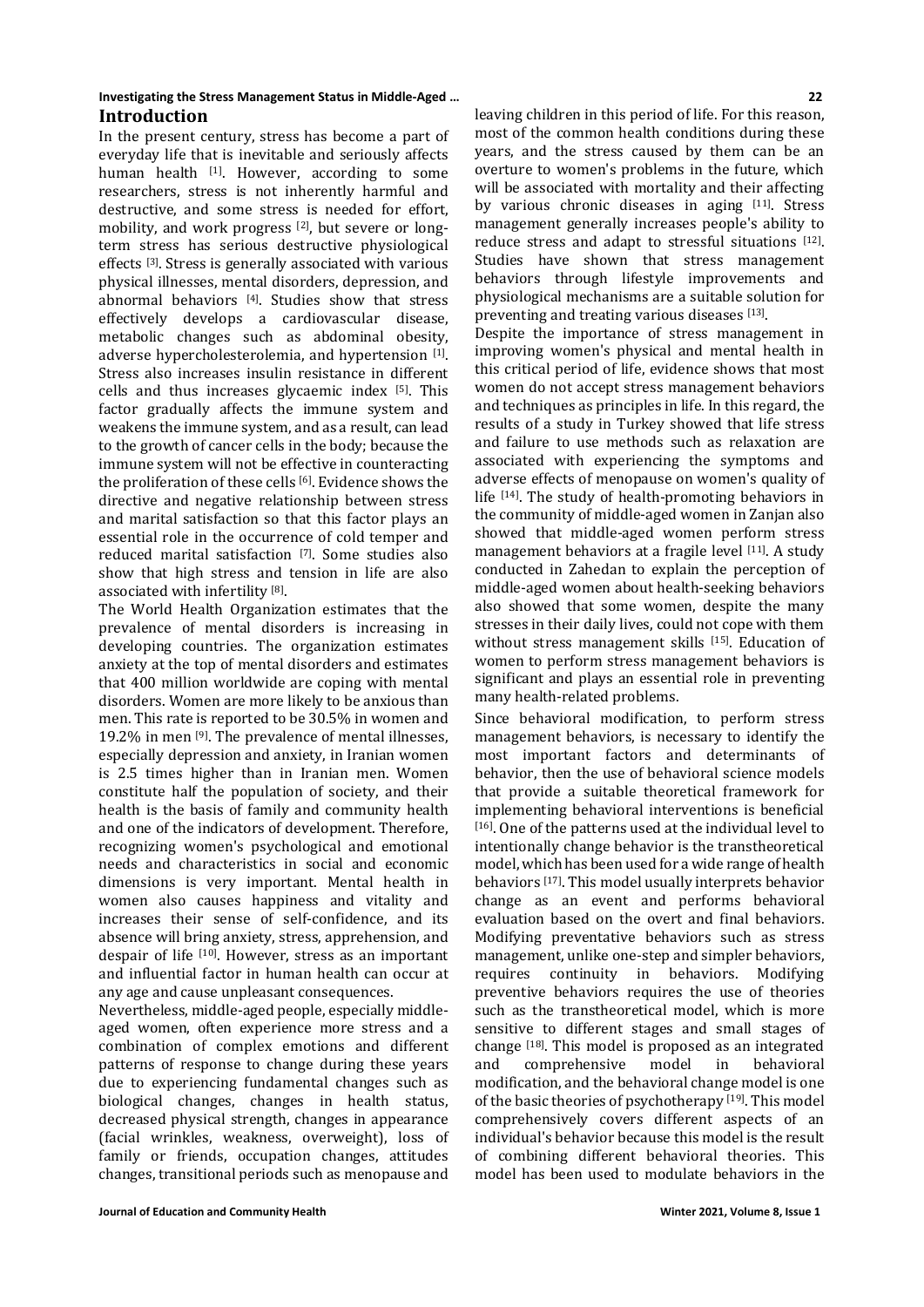## Introduction

In the present century, stress has become a part of everyday life that is inevitable and seriously affects human health [1]. However, according to some researchers, stress is not inherently harmful and destructive, and some stress is needed for effort, mobility, and work progress [2], but severe or long-term stress has serious destructive physiological effects [3]. Stress is generally associated with various physical illnesses, mental disorders, depression, and abnormal behaviors [4]. Studies show that stress effectively develops a cardiovascular disease, metabolic changes such as abdominal obesity, adverse hypercholesterolemia, and hypertension [1]. Stress also increases insulin resistance in different cells and thus increases glycaemic index [5]. This factor gradually affects the immune system and weakens the immune system, and as a result, can lead to the growth of cancer cells in the body; because the immune system will not be effective in counteracting the proliferation of these cells [6]. Evidence shows the directive and negative relationship between stress and marital satisfaction so that this factor plays an essential role in the occurrence of cold temper and reduced marital satisfaction [7]. Some studies also show that high stress and tension in life are also associated with infertility [8].

The World Health Organization estimates that the prevalence of mental disorders is increasing in developing countries. The organization estimates anxiety at the top of mental disorders and estimates that 400 million worldwide are coping with mental disorders. Women are more likely to be anxious than men. This rate is reported to be 30.5% in women and 19.2% in men [9]. The prevalence of mental illnesses, especially depression and anxiety, in Iranian women is 2.5 times higher than in Iranian men. Women constitute half the population of society, and their health is the basis of family and community health and one of the indicators of development. Therefore, recognizing women's psychological and emotional needs and characteristics in social and economic dimensions is very important. Mental health in women also causes happiness and vitality and increases their sense of self-confidence, and its absence will bring anxiety, stress, apprehension, and despair of life [10]. However, stress as an important and influential factor in human health can occur at any age and cause unpleasant consequences.

Nevertheless, middle-aged people, especially middle-aged women, often experience more stress and a combination of complex emotions and different patterns of response to change during these years due to experiencing fundamental changes such as biological changes, changes in health status, decreased physical strength, changes in appearance (facial wrinkles, weakness, overweight), loss of family or friends, occupation changes, attitudes changes, transitional periods such as menopause and leaving children in this period of life. For this reason, most of the common health conditions during these years, and the stress caused by them can be an overture to women's problems in the future, which will be associated with mortality and their affecting by various chronic diseases in aging [11]. Stress management generally increases people's ability to reduce stress and adapt to stressful situations [12]. Studies have shown that stress management behaviors through lifestyle improvements and physiological mechanisms are a suitable solution for preventing and treating various diseases [13].

Despite the importance of stress management in improving women's physical and mental health in this critical period of life, evidence shows that most women do not accept stress management behaviors and techniques as principles in life. In this regard, the results of a study in Turkey showed that life stress and failure to use methods such as relaxation are associated with experiencing the symptoms and adverse effects of menopause on women's quality of life [14]. The study of health-promoting behaviors in the community of middle-aged women in Zanjan also showed that middle-aged women perform stress management behaviors at a fragile level [11]. A study conducted in Zahedan to explain the perception of middle-aged women about health-seeking behaviors also showed that some women, despite the many stresses in their daily lives, could not cope with them without stress management skills [15]. Education of women to perform stress management behaviors is significant and plays an essential role in preventing many health-related problems.

Since behavioral modification, to perform stress management behaviors, is necessary to identify the most important factors and determinants of behavior, then the use of behavioral science models that provide a suitable theoretical framework for implementing behavioral interventions is beneficial [16]. One of the patterns used at the individual level to intentionally change behavior is the transtheoretical model, which has been used for a wide range of health behaviors [17]. This model usually interprets behavior change as an event and performs behavioral evaluation based on the overt and final behaviors. Modifying preventative behaviors such as stress management, unlike one-step and simpler behaviors, requires continuity in behaviors. Modifying preventive behaviors requires the use of theories such as the transtheoretical model, which is more sensitive to different stages and small stages of change [18]. This model is proposed as an integrated and comprehensive model in behavioral modification, and the behavioral change model is one of the basic theories of psychotherapy [19]. This model comprehensively covers different aspects of an individual's behavior because this model is the result of combining different behavioral theories. This model has been used to modulate behaviors in the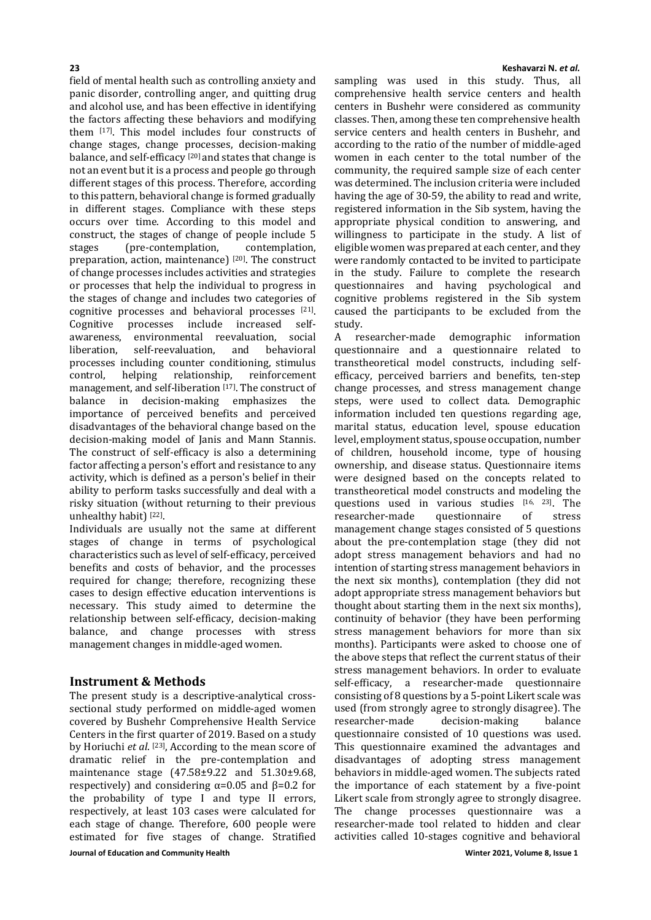field of mental health such as controlling anxiety and panic disorder, controlling anger, and quitting drug and alcohol use, and has been effective in identifying the factors affecting these behaviors and modifying them [17]. This model includes four constructs of change stages, change processes, decision-making balance, and self-efficacy [20] and states that change is not an event but it is a process and people go through different stages of this process. Therefore, according to this pattern, behavioral change is formed gradually in different stages. Compliance with these steps occurs over time. According to this model and construct, the stages of change of people include 5 stages (pre-contemplation, contemplation, preparation, action, maintenance) [20]. The construct of change processes includes activities and strategies or processes that help the individual to progress in the stages of change and includes two categories of cognitive processes and behavioral processes [21]. Cognitive processes include increased self-awareness, environmental reevaluation, social liberation, self-reevaluation, and behavioral processes including counter conditioning, stimulus control, helping relationship, reinforcement management, and self-liberation [17]. The construct of balance in decision-making emphasizes the importance of perceived benefits and perceived disadvantages of the behavioral change based on the decision-making model of Janis and Mann Stannis. The construct of self-efficacy is also a determining factor affecting a person's effort and resistance to any activity, which is defined as a person's belief in their ability to perform tasks successfully and deal with a risky situation (without returning to their previous unhealthy habit) [22].

Individuals are usually not the same at different stages of change in terms of psychological characteristics such as level of self-efficacy, perceived benefits and costs of behavior, and the processes required for change; therefore, recognizing these cases to design effective education interventions is necessary. This study aimed to determine the relationship between self-efficacy, decision-making balance, and change processes with stress management changes in middle-aged women.

## Instrument & Methods

The present study is a descriptive-analytical cross-sectional study performed on middle-aged women covered by Bushehr Comprehensive Health Service Centers in the first quarter of 2019. Based on a study by Horiuchi *et al.* [23], According to the mean score of dramatic relief in the pre-contemplation and maintenance stage (47.58±9.22 and 51.30±9.68, respectively) and considering $\alpha=0.05$ and $\beta=0.2$ for the probability of type I and type II errors, respectively, at least 103 cases were calculated for each stage of change. Therefore, 600 people were estimated for five stages of change. Stratified sampling was used in this study. Thus, all comprehensive health service centers and health centers in Bushehr were considered as community classes. Then, among these ten comprehensive health service centers and health centers in Bushehr, and according to the ratio of the number of middle-aged women in each center to the total number of the community, the required sample size of each center was determined. The inclusion criteria were included having the age of 30-59, the ability to read and write, registered information in the Sib system, having the appropriate physical condition to answering, and willingness to participate in the study. A list of eligible women was prepared at each center, and they were randomly contacted to be invited to participate in the study. Failure to complete the research questionnaires and having psychological and cognitive problems registered in the Sib system caused the participants to be excluded from the study.

A researcher-made demographic information questionnaire and a questionnaire related to transtheoretical model constructs, including self-efficacy, perceived barriers and benefits, ten-step change processes, and stress management change steps, were used to collect data. Demographic information included ten questions regarding age, marital status, education level, spouse education level, employment status, spouse occupation, number of children, household income, type of housing ownership, and disease status. Questionnaire items were designed based on the concepts related to transtheoretical model constructs and modeling the questions used in various studies [16, 23]. The researcher-made questionnaire of stress management change stages consisted of 5 questions about the pre-contemplation stage (they did not adopt stress management behaviors and had no intention of starting stress management behaviors in the next six months), contemplation (they did not adopt appropriate stress management behaviors but thought about starting them in the next six months), continuity of behavior (they have been performing stress management behaviors for more than six months). Participants were asked to choose one of the above steps that reflect the current status of their stress management behaviors. In order to evaluate self-efficacy, a researcher-made questionnaire consisting of 8 questions by a 5-point Likert scale was used (from strongly agree to strongly disagree). The researcher-made decision-making balance questionnaire consisted of 10 questions was used. This questionnaire examined the advantages and disadvantages of adopting stress management behaviors in middle-aged women. The subjects rated the importance of each statement by a five-point Likert scale from strongly agree to strongly disagree. The change processes questionnaire was a researcher-made tool related to hidden and clear activities called 10-stages cognitive and behavioral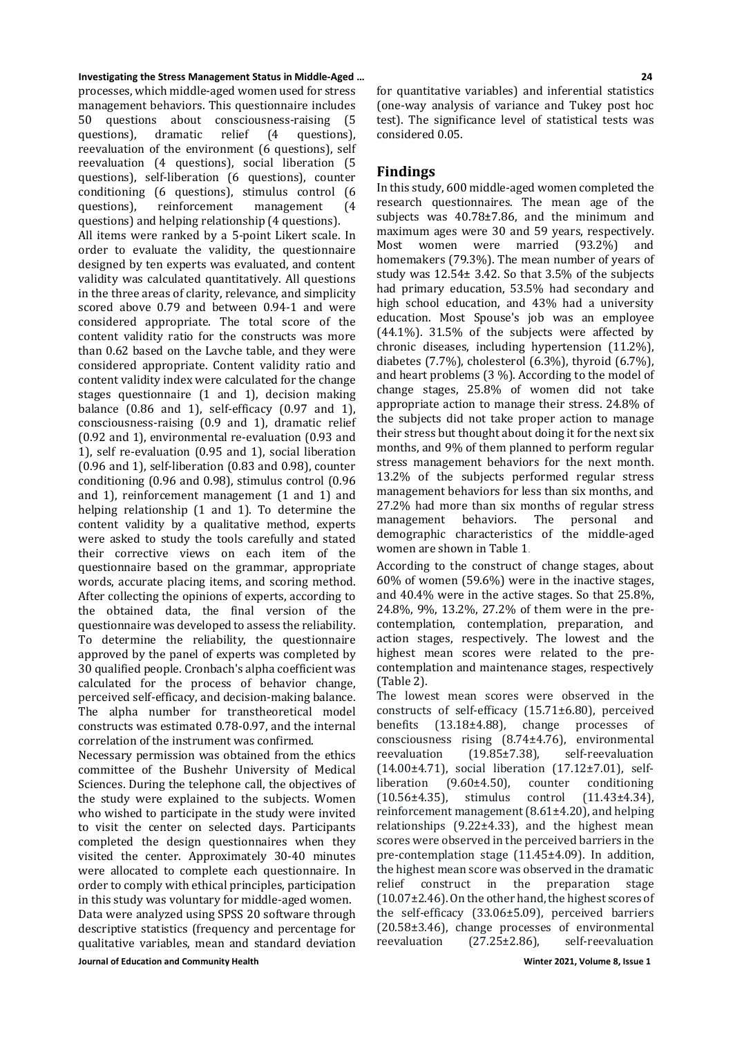processes, which middle-aged women used for stress management behaviors. This questionnaire includes 50 questions about consciousness-raising (5 questions), dramatic relief (4 questions), reevaluation of the environment (6 questions), self reevaluation (4 questions), social liberation (5 questions), self-liberation (6 questions), counter conditioning (6 questions), stimulus control (6 questions), reinforcement management (4 questions) and helping relationship (4 questions).

All items were ranked by a 5-point Likert scale. In order to evaluate the validity, the questionnaire designed by ten experts was evaluated, and content validity was calculated quantitatively. All questions in the three areas of clarity, relevance, and simplicity scored above 0.79 and between 0.94-1 and were considered appropriate. The total score of the content validity ratio for the constructs was more than 0.62 based on the Lavche table, and they were considered appropriate. Content validity ratio and content validity index were calculated for the change stages questionnaire (1 and 1), decision making balance (0.86 and 1), self-efficacy (0.97 and 1), consciousness-raising (0.9 and 1), dramatic relief (0.92 and 1), environmental re-evaluation (0.93 and 1), self re-evaluation (0.95 and 1), social liberation (0.96 and 1), self-liberation (0.83 and 0.98), counter conditioning (0.96 and 0.98), stimulus control (0.96 and 1), reinforcement management (1 and 1) and helping relationship (1 and 1). To determine the content validity by a qualitative method, experts were asked to study the tools carefully and stated their corrective views on each item of the questionnaire based on the grammar, appropriate words, accurate placing items, and scoring method. After collecting the opinions of experts, according to the obtained data, the final version of the questionnaire was developed to assess the reliability. To determine the reliability, the questionnaire approved by the panel of experts was completed by 30 qualified people. Cronbach's alpha coefficient was calculated for the process of behavior change, perceived self-efficacy, and decision-making balance. The alpha number for transtheoretical model constructs was estimated 0.78-0.97, and the internal correlation of the instrument was confirmed.

Necessary permission was obtained from the ethics committee of the Bushehr University of Medical Sciences. During the telephone call, the objectives of the study were explained to the subjects. Women who wished to participate in the study were invited to visit the center on selected days. Participants completed the design questionnaires when they visited the center. Approximately 30-40 minutes were allocated to complete each questionnaire. In order to comply with ethical principles, participation in this study was voluntary for middle-aged women.

Data were analyzed using SPSS 20 software through descriptive statistics (frequency and percentage for qualitative variables, mean and standard deviation for quantitative variables) and inferential statistics (one-way analysis of variance and Tukey post hoc test). The significance level of statistical tests was considered 0.05.

## Findings

In this study, 600 middle-aged women completed the research questionnaires. The mean age of the subjects was 40.78±7.86, and the minimum and maximum ages were 30 and 59 years, respectively. Most women were married (93.2%) and homemakers (79.3%). The mean number of years of study was 12.54± 3.42. So that 3.5% of the subjects had primary education, 53.5% had secondary and high school education, and 43% had a university education. Most Spouse's job was an employee (44.1%). 31.5% of the subjects were affected by chronic diseases, including hypertension (11.2%), diabetes (7.7%), cholesterol (6.3%), thyroid (6.7%), and heart problems (3 %). According to the model of change stages, 25.8% of women did not take appropriate action to manage their stress. 24.8% of the subjects did not take proper action to manage their stress but thought about doing it for the next six months, and 9% of them planned to perform regular stress management behaviors for the next month. 13.2% of the subjects performed regular stress management behaviors for less than six months, and 27.2% had more than six months of regular stress management behaviors. The personal and demographic characteristics of the middle-aged women are shown in Table 1.

According to the construct of change stages, about 60% of women (59.6%) were in the inactive stages, and 40.4% were in the active stages. So that 25.8%, 24.8%, 9%, 13.2%, 27.2% of them were in the pre-contemplation, contemplation, preparation, and action stages, respectively. The lowest and the highest mean scores were related to the pre-contemplation and maintenance stages, respectively (Table 2).

The lowest mean scores were observed in the constructs of self-efficacy (15.71±6.80), perceived benefits (13.18±4.88), change processes of consciousness rising (8.74±4.76), environmental reevaluation (19.85±7.38), self-reevaluation (14.00±4.71), social liberation (17.12±7.01), self-liberation (9.60±4.50), counter conditioning (10.56±4.35), stimulus control (11.43±4.34), reinforcement management (8.61±4.20), and helping relationships (9.22±4.33), and the highest mean scores were observed in the perceived barriers in the pre-contemplation stage (11.45±4.09). In addition, the highest mean score was observed in the dramatic relief construct in the preparation stage (10.07±2.46). On the other hand, the highest scores of the self-efficacy (33.06±5.09), perceived barriers (20.58±3.46), change processes of environmental reevaluation (27.25±2.86), self-reevaluation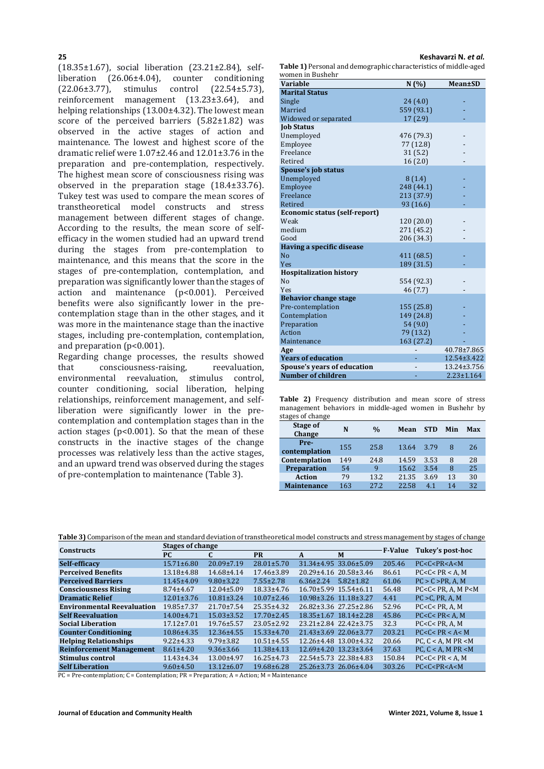(18.35±1.67), social liberation (23.21±2.84), self-liberation (26.06±4.04), counter conditioning (22.06±3.77), stimulus control (22.54±5.73), reinforcement management (13.23±3.64), and helping relationships (13.00±4.32). The lowest mean score of the perceived barriers (5.82±1.82) was observed in the stages of action and maintenance. The lowest and highest score of the dramatic relief were 1.07±2.46 and 12.01±3.76 in the preparation and pre-contemplation, respectively. The highest mean score of consciousness rising was observed in the preparation stage (18.4±33.76). Tukey test was used to compare the mean scores of transtheoretical model constructs and stress management between different stages of change. According to the results, the mean score of self-efficacy in the women studied had an upward trend during the stages from pre-contemplation to maintenance, and this means that the score in the stages of pre-contemplation, contemplation, and preparation was significantly lower than the stages of action and maintenance ($p<0.001$). Perceived benefits were also significantly lower in the pre-contemplation stage than in the other stages, and it was more in the maintenance stage than the inactive stages, including pre-contemplation, contemplation, and preparation ($p<0.001$).

Regarding change processes, the results showed that consciousness-raising, reevaluation, environmental reevaluation, stimulus control, counter conditioning, social liberation, helping relationships, reinforcement management, and self-liberation were significantly lower in the pre-contemplation and contemplation stages than in the action stages ($p<0.001$). So that the mean of these constructs in the inactive stages of the change processes was relatively less than the active stages, and an upward trend was observed during the stages of pre-contemplation to maintenance (Table 3).

**Table 1)** Personal and demographic characteristics of middle-aged women in Bushehr

| Variable | N (%) | Mean±SD |
|---|---|---|
| **Marital Status** | | |
| Single | 24 (4.0) | - |
| Married | 559 (93.1) | - |
| Widowed or separated | 17 (2.9) | - |
| **Job Status** | | |
| Unemployed | 476 (79.3) | - |
| Employee | 77 (12.8) | - |
| Freelance | 31 (5.2) | - |
| Retired | 16 (2.0) | - |
| **Spouse's job status** | | |
| Unemployed | 8 (1.4) | - |
| Employee | 248 (44.1) | - |
| Freelance | 213 (37.9) | - |
| Retired | 93 (16.6) | - |
| **Economic status (self-report)** | | |
| Weak | 120 (20.0) | - |
| medium | 271 (45.2) | - |
| Good | 206 (34.3) | - |
| **Having a specific disease** | | |
| No | 411 (68.5) | - |
| Yes | 189 (31.5) | - |
| **Hospitalization history** | | |
| No | 554 (92.3) | - |
| Yes | 46 (7.7) | - |
| **Behavior change stage** | | |
| Pre-contemplation | 155 (25.8) | - |
| Contemplation | 149 (24.8) | - |
| Preparation | 54 (9.0) | - |
| Action | 79 (13.2) | - |
| Maintenance | 163 (27.2) | - |
| **Age** | - | 40.78±7.865 |
| **Years of education** | - | 12.54±3.422 |
| **Spouse's years of education** | - | 13.24±3.756 |
| **Number of children** | - | 2.23±1.164 |

**Table 2)** Frequency distribution and mean score of stress management behaviors in middle-aged women in Bushehr by stages of change

| Stage of Change | N | % | Mean | STD | Min | Max |
|---|---|---|---|---|---|---|
| **Pre-contemplation** | 155 | 25.8 | 13.64 | 3.79 | 8 | 26 |
| **Contemplation** | 149 | 24.8 | 14.59 | 3.53 | 8 | 28 |
| **Preparation** | 54 | 9 | 15.62 | 3.54 | 8 | 25 |
| **Action** | 79 | 13.2 | 21.35 | 3.69 | 13 | 30 |
| **Maintenance** | 163 | 27.2 | 22.58 | 4.1 | 14 | 32 |

**Table 3)** Comparison of the mean and standard deviation of transtheoretical model constructs and stress management by stages of change

| Constructs | Stages of change | | | | | F-Value | Tukey's post-hoc |
|---|---|---|---|---|---|---|---|
| | PC | C | PR | A | M | | |
| **Self-efficacy** | 15.71±6.80 | 20.09±7.19 | 28.01±5.70 | 31.34±4.95 | 33.06±5.09 | 205.46 | PC<C<PR<A<M |
| **Perceived Benefits** | 13.18±4.88 | 14.68±4.14 | 17.46±3.89 | 20.29±4.16 | 20.58±3.46 | 86.61 | PC<C< PR < A, M |
| **Perceived Barriers** | 11.45±4.09 | 9.80±3.22 | 7.55±2.78 | 6.36±2.24 | 5.82±1.82 | 61.06 | PC > C >PR, A, M |
| **Consciousness Rising** | 8.74±4.67 | 12.04±5.09 | 18.33±4.76 | 16.70±5.99 | 15.54±6.11 | 56.48 | PC<C< PR, A, M P<M |
| **Dramatic Relief** | 12.01±3.76 | 10.81±3.24 | 10.07±2.46 | 10.98±3.26 | 11.18±3.27 | 4.41 | PC >C, PR, A, M |
| **Environmental Reevaluation** | 19.85±7.37 | 21.70±7.54 | 25.35±4.32 | 26.82±3.36 | 27.25±2.86 | 52.96 | PC<C< PR, A, M |
| **Self Reevaluation** | 14.00±4.71 | 15.03±3.52 | 17.70±2.45 | 18.35±1.67 | 18.14±2.28 | 45.86 | PC<C< PR< A, M |
| **Social Liberation** | 17.12±7.01 | 19.76±5.57 | 23.05±2.92 | 23.21±2.84 | 22.42±3.75 | 32.3 | PC<C< PR, A, M |
| **Counter Conditioning** | 10.86±4.35 | 12.36±4.55 | 15.33±4.70 | 21.43±3.69 | 22.06±3.77 | 203.21 | PC<C< PR < A< M |
| **Helping Relationships** | 9.22±4.33 | 9.79±3.82 | 10.51±4.55 | 12.26±4.48 | 13.00±4.32 | 20.66 | PC, C < A, M PR <M |
| **Reinforcement Management** | 8.61±4.20 | 9.36±3.66 | 11.38±4.13 | 12.69±4.20 | 13.23±3.64 | 37.63 | PC, C < A, M PR <M |
| **Stimulus control** | 11.43±4.34 | 13.00±4.97 | 16.25±4.73 | 22.54±5.73 | 22.38±4.83 | 150.84 | PC<C< PR < A, M |
| **Self Liberation** | 9.60±4.50 | 13.12±6.07 | 19.68±6.28 | 25.26±3.73 | 26.06±4.04 | 303.26 | PC<C<PR<A<M |

PC = Pre-contemplation; C = Contemplation; PR = Preparation; A = Action; M = Maintenance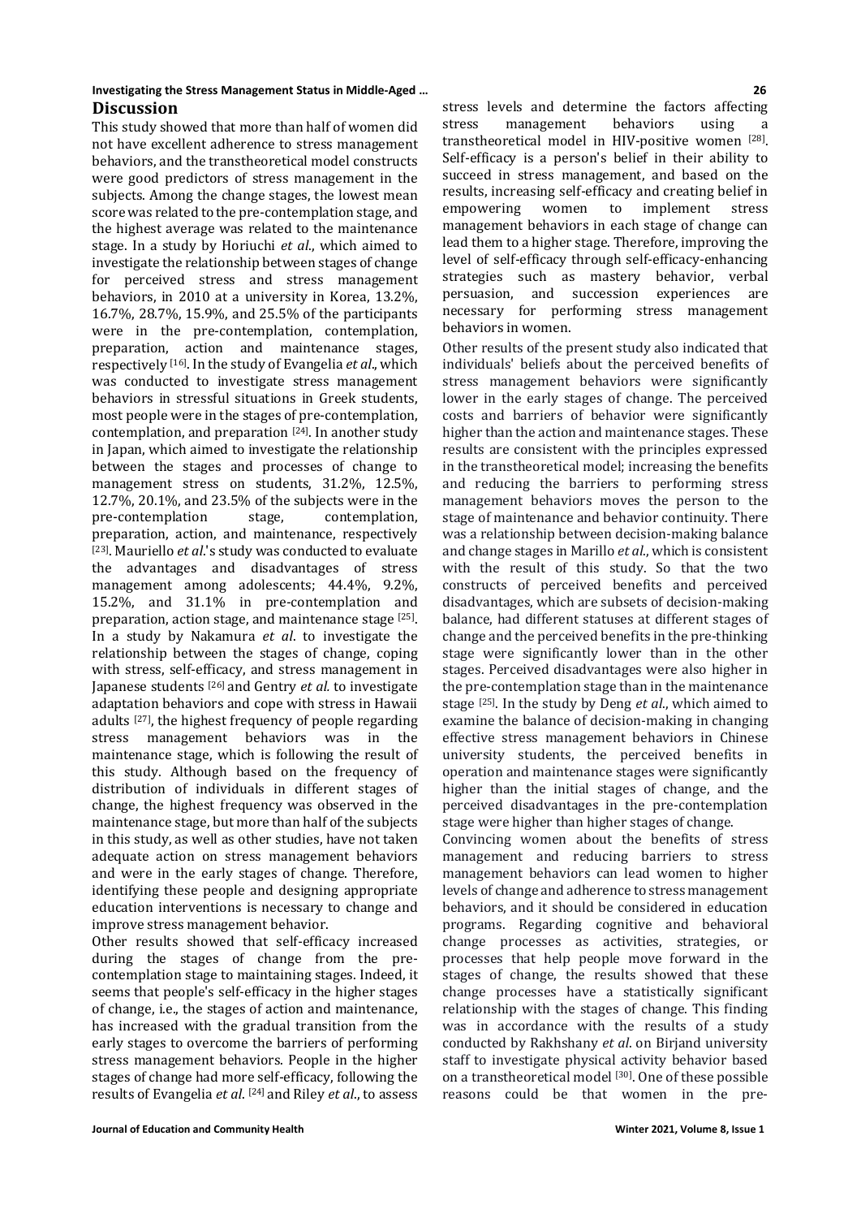## Discussion

This study showed that more than half of women did not have excellent adherence to stress management behaviors, and the transtheoretical model constructs were good predictors of stress management in the subjects. Among the change stages, the lowest mean score was related to the pre-contemplation stage, and the highest average was related to the maintenance stage. In a study by Horiuchi *et al*., which aimed to investigate the relationship between stages of change for perceived stress and stress management behaviors, in 2010 at a university in Korea, 13.2%, 16.7%, 28.7%, 15.9%, and 25.5% of the participants were in the pre-contemplation, contemplation, preparation, action and maintenance stages, respectively [16]. In the study of Evangelia *et al*., which was conducted to investigate stress management behaviors in stressful situations in Greek students, most people were in the stages of pre-contemplation, contemplation, and preparation [24]. In another study in Japan, which aimed to investigate the relationship between the stages and processes of change to management stress on students, 31.2%, 12.5%, 12.7%, 20.1%, and 23.5% of the subjects were in the pre-contemplation stage, contemplation, preparation, action, and maintenance, respectively [23]. Mauriello *et al*.'s study was conducted to evaluate the advantages and disadvantages of stress management among adolescents; 44.4%, 9.2%, 15.2%, and 31.1% in pre-contemplation and preparation, action stage, and maintenance stage [25]. In a study by Nakamura *et al*. to investigate the relationship between the stages of change, coping with stress, self-efficacy, and stress management in Japanese students [26] and Gentry *et al.* to investigate adaptation behaviors and cope with stress in Hawaii adults [27], the highest frequency of people regarding stress management behaviors was in the maintenance stage, which is following the result of this study. Although based on the frequency of distribution of individuals in different stages of change, the highest frequency was observed in the maintenance stage, but more than half of the subjects in this study, as well as other studies, have not taken adequate action on stress management behaviors and were in the early stages of change. Therefore, identifying these people and designing appropriate education interventions is necessary to change and improve stress management behavior.

Other results showed that self-efficacy increased during the stages of change from the pre-contemplation stage to maintaining stages. Indeed, it seems that people's self-efficacy in the higher stages of change, i.e., the stages of action and maintenance, has increased with the gradual transition from the early stages to overcome the barriers of performing stress management behaviors. People in the higher stages of change had more self-efficacy, following the results of Evangelia *et al*. [24] and Riley *et al*., to assess stress levels and determine the factors affecting stress management behaviors using a transtheoretical model in HIV-positive women [28]. Self-efficacy is a person's belief in their ability to succeed in stress management, and based on the results, increasing self-efficacy and creating belief in empowering women to implement stress management behaviors in each stage of change can lead them to a higher stage. Therefore, improving the level of self-efficacy through self-efficacy-enhancing strategies such as mastery behavior, verbal persuasion, and succession experiences are necessary for performing stress management behaviors in women.

Other results of the present study also indicated that individuals' beliefs about the perceived benefits of stress management behaviors were significantly lower in the early stages of change. The perceived costs and barriers of behavior were significantly higher than the action and maintenance stages. These results are consistent with the principles expressed in the transtheoretical model; increasing the benefits and reducing the barriers to performing stress management behaviors moves the person to the stage of maintenance and behavior continuity. There was a relationship between decision-making balance and change stages in Marillo *et al*., which is consistent with the result of this study. So that the two constructs of perceived benefits and perceived disadvantages, which are subsets of decision-making balance, had different statuses at different stages of change and the perceived benefits in the pre-thinking stage were significantly lower than in the other stages. Perceived disadvantages were also higher in the pre-contemplation stage than in the maintenance stage [25]. In the study by Deng *et al*., which aimed to examine the balance of decision-making in changing effective stress management behaviors in Chinese university students, the perceived benefits in operation and maintenance stages were significantly higher than the initial stages of change, and the perceived disadvantages in the pre-contemplation stage were higher than higher stages of change.

Convincing women about the benefits of stress management and reducing barriers to stress management behaviors can lead women to higher levels of change and adherence to stress management behaviors, and it should be considered in education programs. Regarding cognitive and behavioral change processes as activities, strategies, or processes that help people move forward in the stages of change, the results showed that these change processes have a statistically significant relationship with the stages of change. This finding was in accordance with the results of a study conducted by Rakhshany *et al*. on Birjand university staff to investigate physical activity behavior based on a transtheoretical model [30]. One of these possible reasons could be that women in the pre-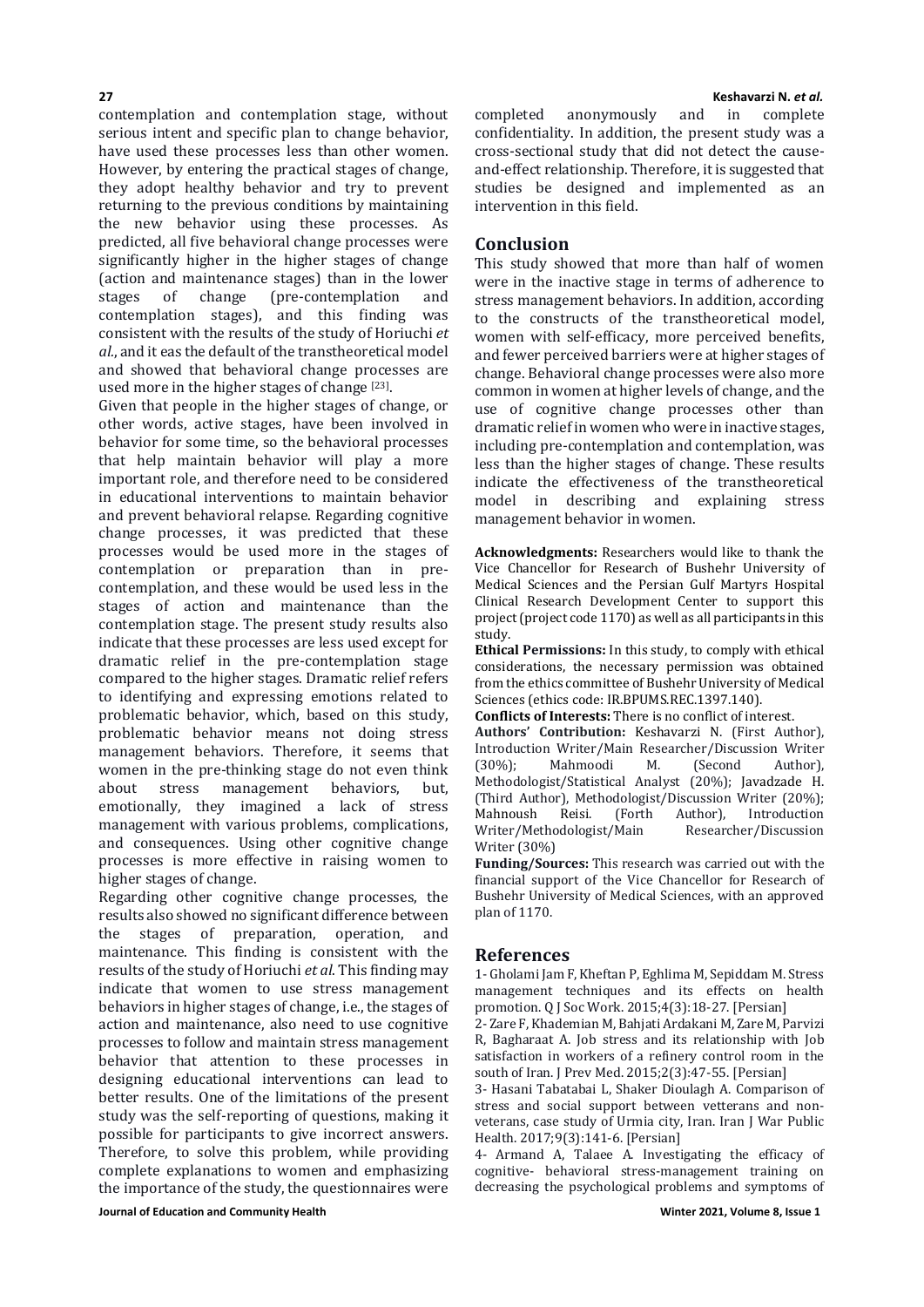contemplation and contemplation stage, without serious intent and specific plan to change behavior, have used these processes less than other women. However, by entering the practical stages of change, they adopt healthy behavior and try to prevent returning to the previous conditions by maintaining the new behavior using these processes. As predicted, all five behavioral change processes were significantly higher in the higher stages of change (action and maintenance stages) than in the lower stages of change (pre-contemplation and contemplation stages), and this finding was consistent with the results of the study of Horiuchi *et al.*, and it eas the default of the transtheoretical model and showed that behavioral change processes are used more in the higher stages of change [23].

Given that people in the higher stages of change, or other words, active stages, have been involved in behavior for some time, so the behavioral processes that help maintain behavior will play a more important role, and therefore need to be considered in educational interventions to maintain behavior and prevent behavioral relapse. Regarding cognitive change processes, it was predicted that these processes would be used more in the stages of contemplation or preparation than in pre-contemplation, and these would be used less in the stages of action and maintenance than the contemplation stage. The present study results also indicate that these processes are less used except for dramatic relief in the pre-contemplation stage compared to the higher stages. Dramatic relief refers to identifying and expressing emotions related to problematic behavior, which, based on this study, problematic behavior means not doing stress management behaviors. Therefore, it seems that women in the pre-thinking stage do not even think about stress management behaviors, but, emotionally, they imagined a lack of stress management with various problems, complications, and consequences. Using other cognitive change processes is more effective in raising women to higher stages of change.

Regarding other cognitive change processes, the results also showed no significant difference between the stages of preparation, operation, and maintenance. This finding is consistent with the results of the study of Horiuchi *et al*. This finding may indicate that women to use stress management behaviors in higher stages of change, i.e., the stages of action and maintenance, also need to use cognitive processes to follow and maintain stress management behavior that attention to these processes in designing educational interventions can lead to better results. One of the limitations of the present study was the self-reporting of questions, making it possible for participants to give incorrect answers. Therefore, to solve this problem, while providing complete explanations to women and emphasizing the importance of the study, the questionnaires were completed anonymously and in complete confidentiality. In addition, the present study was a cross-sectional study that did not detect the cause-and-effect relationship. Therefore, it is suggested that studies be designed and implemented as an intervention in this field.

## Conclusion

This study showed that more than half of women were in the inactive stage in terms of adherence to stress management behaviors. In addition, according to the constructs of the transtheoretical model, women with self-efficacy, more perceived benefits, and fewer perceived barriers were at higher stages of change. Behavioral change processes were also more common in women at higher levels of change, and the use of cognitive change processes other than dramatic relief in women who were in inactive stages, including pre-contemplation and contemplation, was less than the higher stages of change. These results indicate the effectiveness of the transtheoretical model in describing and explaining stress management behavior in women.

**Acknowledgments:** Researchers would like to thank the Vice Chancellor for Research of Bushehr University of Medical Sciences and the Persian Gulf Martyrs Hospital Clinical Research Development Center to support this project (project code 1170) as well as all participants in this study.

**Ethical Permissions:** In this study, to comply with ethical considerations, the necessary permission was obtained from the ethics committee of Bushehr University of Medical Sciences (ethics code: IR.BPUMS.REC.1397.140).

**Conflicts of Interests:** There is no conflict of interest.

**Authors' Contribution:** Keshavarzi N. (First Author), Introduction Writer/Main Researcher/Discussion Writer (30%); Mahmoodi M. (Second Author), Methodologist/Statistical Analyst (20%); Javadzade H. (Third Author), Methodologist/Discussion Writer (20%); Mahnoush Reisi. (Forth Author), Introduction Writer/Methodologist/Main Researcher/Discussion Writer (30%)

**Funding/Sources:** This research was carried out with the financial support of the Vice Chancellor for Research of Bushehr University of Medical Sciences, with an approved plan of 1170.

## References

1- Gholami Jam F, Kheftan P, Eghlima M, Sepiddam M. Stress management techniques and its effects on health promotion. Q J Soc Work. 2015;4(3):18-27. [Persian]

2- Zare F, Khademian M, Bahjati Ardakani M, Zare M, Parvizi R, Bagharaat A. Job stress and its relationship with Job satisfaction in workers of a refinery control room in the south of Iran. J Prev Med. 2015;2(3):47-55. [Persian]

3- Hasani Tabatabai L, Shaker Dioulagh A. Comparison of stress and social support between vetterans and non-veterans, case study of Urmia city, Iran. Iran J War Public Health. 2017;9(3):141-6. [Persian]

4- Armand A, Talaee A. Investigating the efficacy of cognitive- behavioral stress-management training on decreasing the psychological problems and symptoms of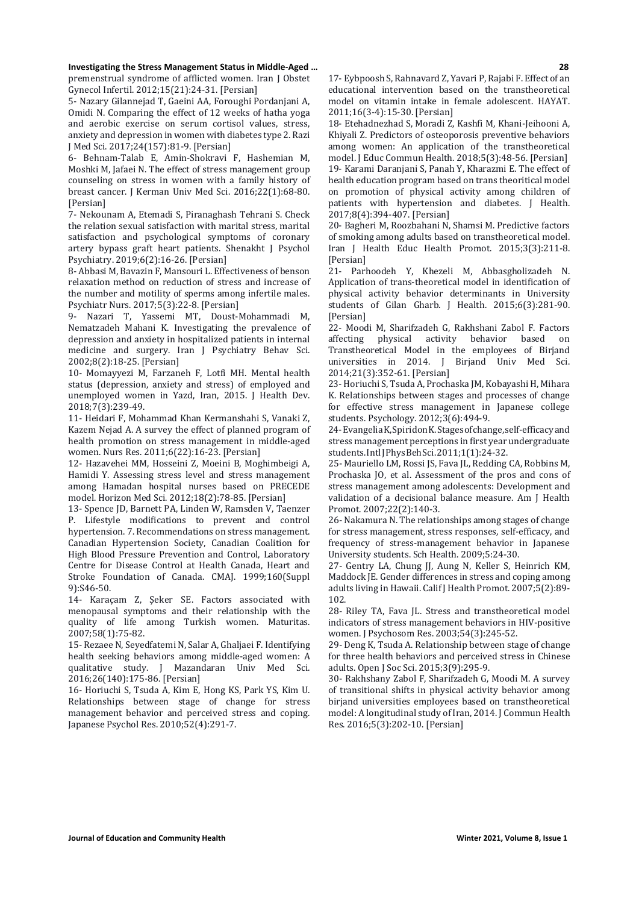premenstrual syndrome of afflicted women. Iran J Obstet Gynecol Infertil. 2012;15(21):24-31. [Persian]

5- Nazary Gilannejad T, Gaeini AA, Foroughi Pordanjani A, Omidi N. Comparing the effect of 12 weeks of hatha yoga and aerobic exercise on serum cortisol values, stress, anxiety and depression in women with diabetes type 2. Razi J Med Sci. 2017;24(157):81-9. [Persian]

6- Behnam-Talab E, Amin-Shokravi F, Hashemian M, Moshki M, Jafaei N. The effect of stress management group counseling on stress in women with a family history of breast cancer. J Kerman Univ Med Sci. 2016;22(1):68-80. [Persian]

7- Nekounam A, Etemadi S, Piranaghash Tehrani S. Check the relation sexual satisfaction with marital stress, marital satisfaction and psychological symptoms of coronary artery bypass graft heart patients. Shenakht J Psychol Psychiatry. 2019;6(2):16-26. [Persian]

8- Abbasi M, Bavazin F, Mansouri L. Effectiveness of benson relaxation method on reduction of stress and increase of the number and motility of sperms among infertile males. Psychiatr Nurs. 2017;5(3):22-8. [Persian]

9- Nazari T, Yassemi MT, Doust-Mohammadi M, Nematzadeh Mahani K. Investigating the prevalence of depression and anxiety in hospitalized patients in internal medicine and surgery. Iran J Psychiatry Behav Sci. 2002;8(2):18-25. [Persian]

10- Momayyezi M, Farzaneh F, Lotfi MH. Mental health status (depression, anxiety and stress) of employed and unemployed women in Yazd, Iran, 2015. J Health Dev. 2018;7(3):239-49.

11- Heidari F, Mohammad Khan Kermanshahi S, Vanaki Z, Kazem Nejad A. A survey the effect of planned program of health promotion on stress management in middle-aged women. Nurs Res. 2011;6(22):16-23. [Persian]

12- Hazavehei MM, Hosseini Z, Moeini B, Moghimbeigi A, Hamidi Y. Assessing stress level and stress management among Hamadan hospital nurses based on PRECEDE model. Horizon Med Sci. 2012;18(2):78-85. [Persian]

13- Spence JD, Barnett PA, Linden W, Ramsden V, Taenzer P. Lifestyle modifications to prevent and control hypertension. 7. Recommendations on stress management. Canadian Hypertension Society, Canadian Coalition for High Blood Pressure Prevention and Control, Laboratory Centre for Disease Control at Health Canada, Heart and Stroke Foundation of Canada. CMAJ. 1999;160(Suppl 9):S46-50.

14- Karaçam Z, Şeker SE. Factors associated with menopausal symptoms and their relationship with the quality of life among Turkish women. Maturitas. 2007;58(1):75-82.

15- Rezaee N, Seyedfatemi N, Salar A, Ghaljaei F. Identifying health seeking behaviors among middle-aged women: A qualitative study. J Mazandaran Univ Med Sci. 2016;26(140):175-86. [Persian]

16- Horiuchi S, Tsuda A, Kim E, Hong KS, Park YS, Kim U. Relationships between stage of change for stress management behavior and perceived stress and coping. Japanese Psychol Res. 2010;52(4):291-7.

17- Eybpoosh S, Rahnavard Z, Yavari P, Rajabi F. Effect of an educational intervention based on the transtheoretical model on vitamin intake in female adolescent. HAYAT. 2011;16(3-4):15-30. [Persian]

18- Etehadnezhad S, Moradi Z, Kashfi M, Khani-Jeihooni A, Khiyali Z. Predictors of osteoporosis preventive behaviors among women: An application of the transtheoretical model. J Educ Commun Health. 2018;5(3):48-56. [Persian]

19- Karami Daranjani S, Panah Y, Kharazmi E. The effect of health education program based on trans theoritical model on promotion of physical activity among children of patients with hypertension and diabetes. J Health. 2017;8(4):394-407. [Persian]

20- Bagheri M, Roozbahani N, Shamsi M. Predictive factors of smoking among adults based on transtheoretical model. Iran J Health Educ Health Promot. 2015;3(3):211-8. [Persian]

21- Parhoodeh Y, Khezeli M, Abbasgholizadeh N. Application of trans-theoretical model in identification of physical activity behavior determinants in University students of Gilan Gharb. J Health. 2015;6(3):281-90. [Persian]

22- Moodi M, Sharifzadeh G, Rakhshani Zabol F. Factors affecting physical activity behavior based on Transtheoretical Model in the employees of Birjand universities in 2014. J Birjand Univ Med Sci. 2014;21(3):352-61. [Persian]

23- Horiuchi S, Tsuda A, Prochaska JM, Kobayashi H, Mihara K. Relationships between stages and processes of change for effective stress management in Japanese college students. Psychology. 2012;3(6):494-9.

24- Evangelia K, Spiridon K. Stages of change, self-efficacy and stress management perceptions in first year undergraduate students. Intl J Phys Beh Sci. 2011;1(1):24-32.

25- Mauriello LM, Rossi JS, Fava JL, Redding CA, Robbins M, Prochaska JO, et al. Assessment of the pros and cons of stress management among adolescents: Development and validation of a decisional balance measure. Am J Health Promot. 2007;22(2):140-3.

26- Nakamura N. The relationships among stages of change for stress management, stress responses, self-efficacy, and frequency of stress-management behavior in Japanese University students. Sch Health. 2009;5:24-30.

27- Gentry LA, Chung JJ, Aung N, Keller S, Heinrich KM, Maddock JE. Gender differences in stress and coping among adults living in Hawaii. Calif J Health Promot. 2007;5(2):89-102.

28- Riley TA, Fava JL. Stress and transtheoretical model indicators of stress management behaviors in HIV-positive women. J Psychosom Res. 2003;54(3):245-52.

29- Deng K, Tsuda A. Relationship between stage of change for three health behaviors and perceived stress in Chinese adults. Open J Soc Sci. 2015;3(9):295-9.

30- Rakhshany Zabol F, Sharifzadeh G, Moodi M. A survey of transitional shifts in physical activity behavior among birjand universities employees based on transtheoretical model: A longitudinal study of Iran, 2014. J Commun Health Res. 2016;5(3):202-10. [Persian]